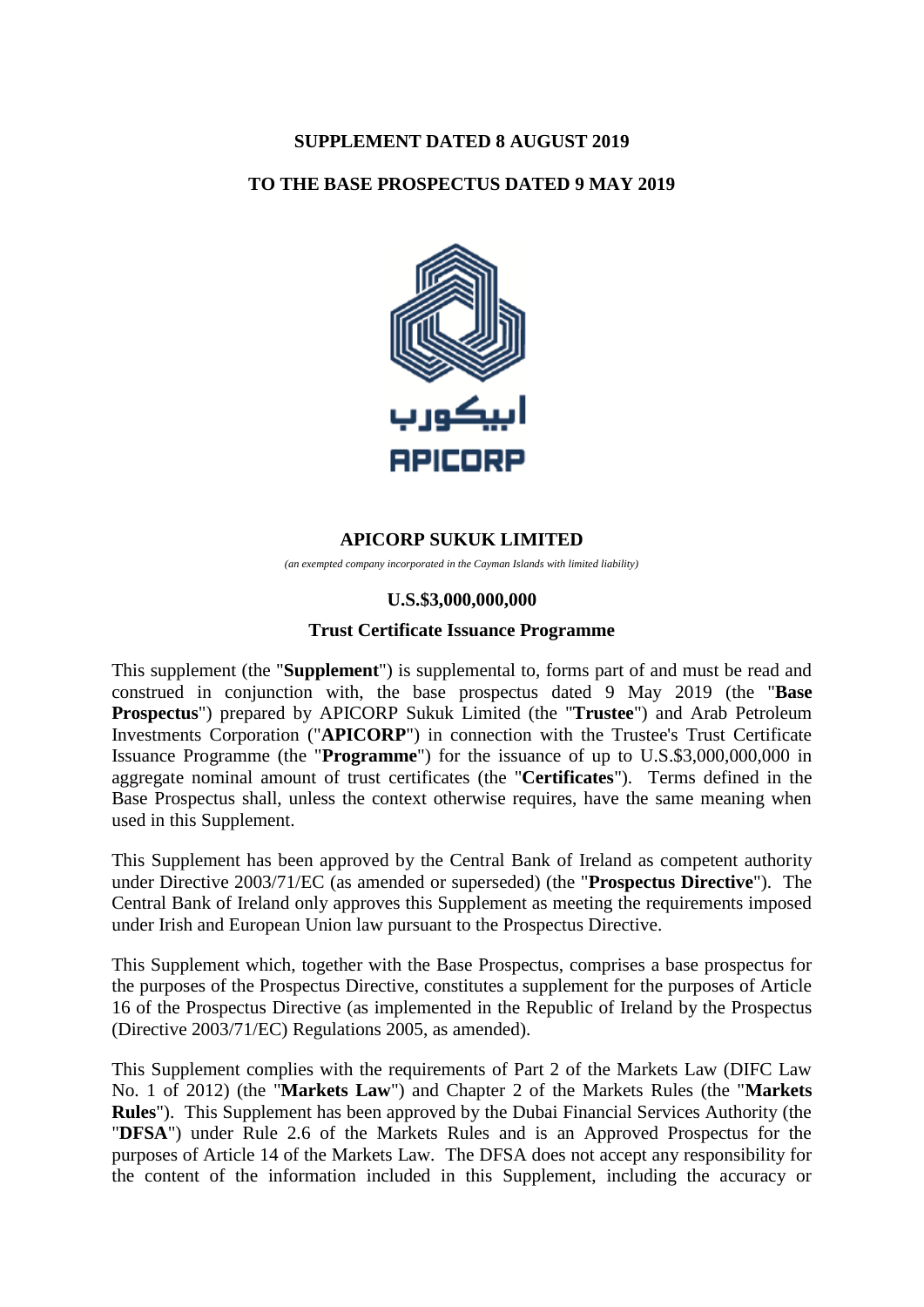**SUPPLEMENT DATED 8 AUGUST 2019**

**TO THE BASE PROSPECTUS DATED 9 MAY 2019**

**APICORP SUKUK LIMITED**

*(an exempted company incorporated in the Cayman Islands with limited liability)*

**U.S.$3,000,000,000**

**Trust Certificate Issuance Programme**

This supplement (the "**Supplement**") is supplemental to, forms part of and must be read and construed in conjunction with, the base prospectus dated 9 May 2019 (the "**Base Prospectus**") prepared by APICORP Sukuk Limited (the "**Trustee**") and Arab Petroleum Investments Corporation ("**APICORP**") in connection with the Trustee's Trust Certificate Issuance Programme (the "**Programme**") for the issuance of up to U.S.$3,000,000,000 in aggregate nominal amount of trust certificates (the "**Certificates**"). Terms defined in the Base Prospectus shall, unless the context otherwise requires, have the same meaning when used in this Supplement.

This Supplement has been approved by the Central Bank of Ireland as competent authority under Directive 2003/71/EC (as amended or superseded) (the "**Prospectus Directive**"). The Central Bank of Ireland only approves this Supplement as meeting the requirements imposed under Irish and European Union law pursuant to the Prospectus Directive.

This Supplement which, together with the Base Prospectus, comprises a base prospectus for the purposes of the Prospectus Directive, constitutes a supplement for the purposes of Article 16 of the Prospectus Directive (as implemented in the Republic of Ireland by the Prospectus (Directive 2003/71/EC) Regulations 2005, as amended).

This Supplement complies with the requirements of Part 2 of the Markets Law (DIFC Law No. 1 of 2012) (the "**Markets Law**") and Chapter 2 of the Markets Rules (the "**Markets Rules**"). This Supplement has been approved by the Dubai Financial Services Authority (the "**DFSA**") under Rule 2.6 of the Markets Rules and is an Approved Prospectus for the purposes of Article 14 of the Markets Law. The DFSA does not accept any responsibility for the content of the information included in this Supplement, including the accuracy or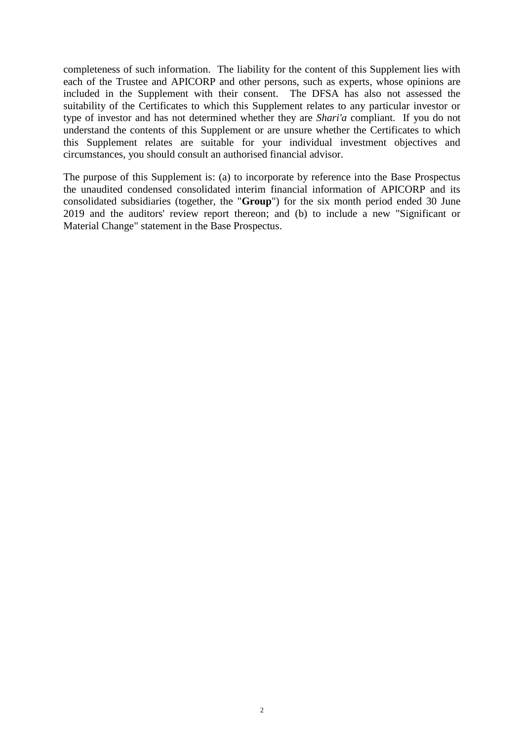completeness of such information. The liability for the content of this Supplement lies with each of the Trustee and APICORP and other persons, such as experts, whose opinions are included in the Supplement with their consent. The DFSA has also not assessed the suitability of the Certificates to which this Supplement relates to any particular investor or type of investor and has not determined whether they are *Shari'a* compliant. If you do not understand the contents of this Supplement or are unsure whether the Certificates to which this Supplement relates are suitable for your individual investment objectives and circumstances, you should consult an authorised financial advisor.

The purpose of this Supplement is: (a) to incorporate by reference into the Base Prospectus the unaudited condensed consolidated interim financial information of APICORP and its consolidated subsidiaries (together, the "**Group**") for the six month period ended 30 June 2019 and the auditors' review report thereon; and (b) to include a new "Significant or Material Change" statement in the Base Prospectus.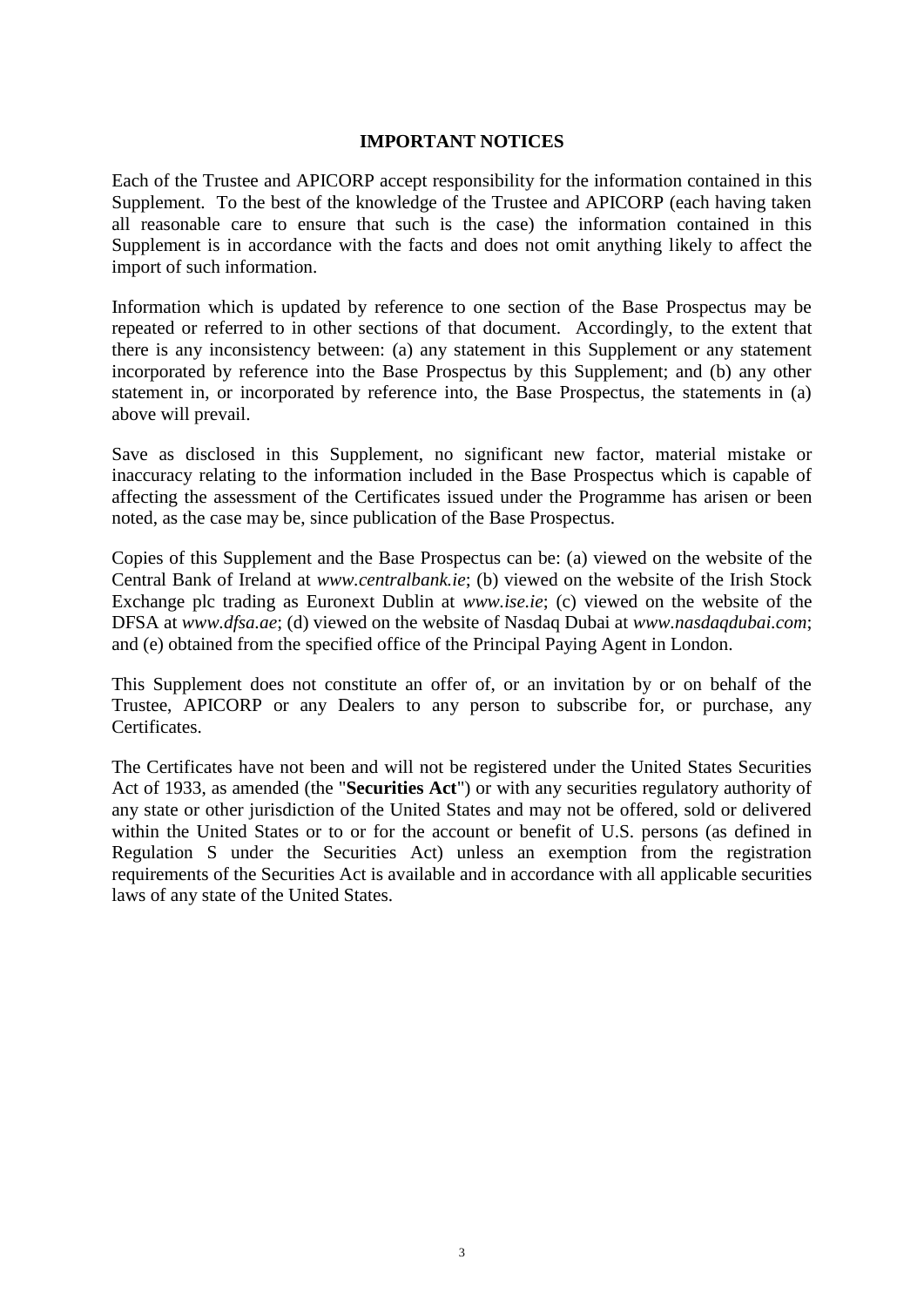## IMPORTANT NOTICES

Each of the Trustee and APICORP accept responsibility for the information contained in this Supplement. To the best of the knowledge of the Trustee and APICORP (each having taken all reasonable care to ensure that such is the case) the information contained in this Supplement is in accordance with the facts and does not omit anything likely to affect the import of such information.

Information which is updated by reference to one section of the Base Prospectus may be repeated or referred to in other sections of that document. Accordingly, to the extent that there is any inconsistency between: (a) any statement in this Supplement or any statement incorporated by reference into the Base Prospectus by this Supplement; and (b) any other statement in, or incorporated by reference into, the Base Prospectus, the statements in (a) above will prevail.

Save as disclosed in this Supplement, no significant new factor, material mistake or inaccuracy relating to the information included in the Base Prospectus which is capable of affecting the assessment of the Certificates issued under the Programme has arisen or been noted, as the case may be, since publication of the Base Prospectus.

Copies of this Supplement and the Base Prospectus can be: (a) viewed on the website of the Central Bank of Ireland at *www.centralbank.ie*; (b) viewed on the website of the Irish Stock Exchange plc trading as Euronext Dublin at *www.ise.ie*; (c) viewed on the website of the DFSA at *www.dfsa.ae*; (d) viewed on the website of Nasdaq Dubai at *www.nasdaqdubai.com*; and (e) obtained from the specified office of the Principal Paying Agent in London.

This Supplement does not constitute an offer of, or an invitation by or on behalf of the Trustee, APICORP or any Dealers to any person to subscribe for, or purchase, any Certificates.

The Certificates have not been and will not be registered under the United States Securities Act of 1933, as amended (the "**Securities Act**") or with any securities regulatory authority of any state or other jurisdiction of the United States and may not be offered, sold or delivered within the United States or to or for the account or benefit of U.S. persons (as defined in Regulation S under the Securities Act) unless an exemption from the registration requirements of the Securities Act is available and in accordance with all applicable securities laws of any state of the United States.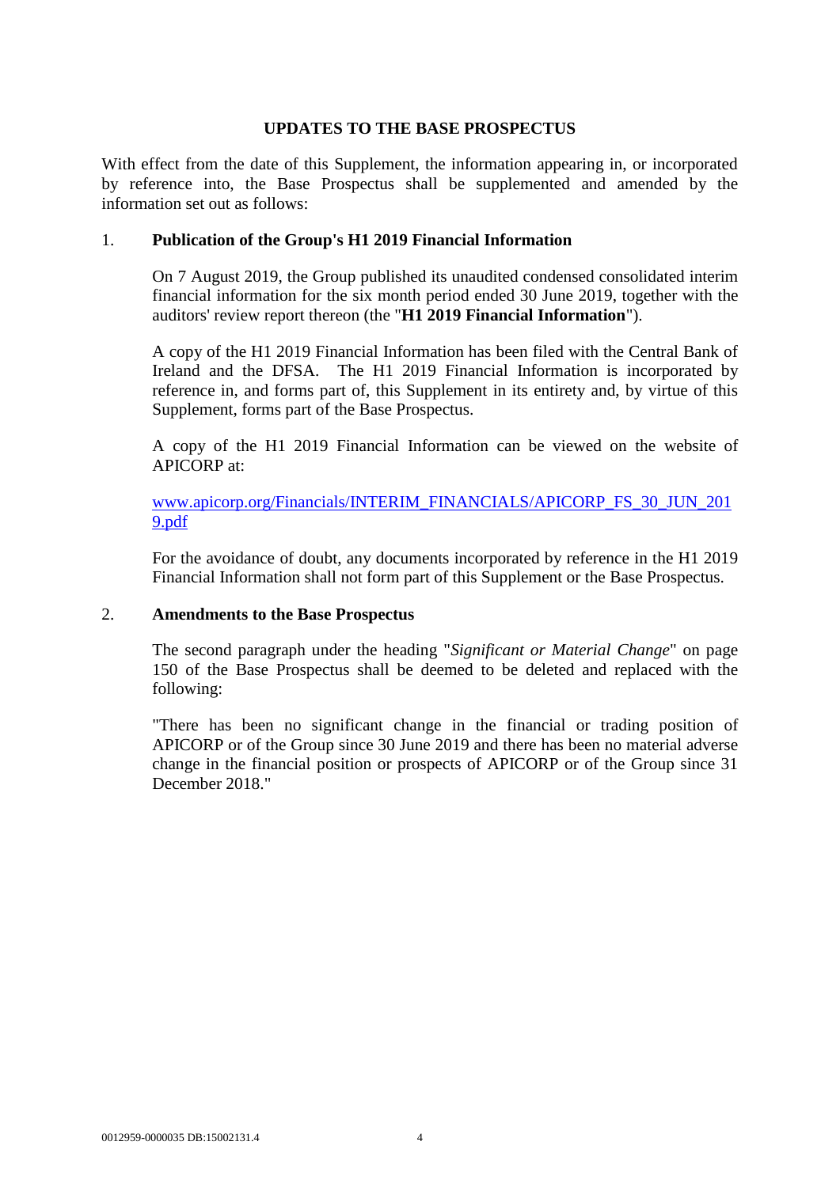# UPDATES TO THE BASE PROSPECTUS

With effect from the date of this Supplement, the information appearing in, or incorporated by reference into, the Base Prospectus shall be supplemented and amended by the information set out as follows:

## 1. Publication of the Group's H1 2019 Financial Information

On 7 August 2019, the Group published its unaudited condensed consolidated interim financial information for the six month period ended 30 June 2019, together with the auditors' review report thereon (the "**H1 2019 Financial Information**").

A copy of the H1 2019 Financial Information has been filed with the Central Bank of Ireland and the DFSA. The H1 2019 Financial Information is incorporated by reference in, and forms part of, this Supplement in its entirety and, by virtue of this Supplement, forms part of the Base Prospectus.

A copy of the H1 2019 Financial Information can be viewed on the website of APICORP at:

www.apicorp.org/Financials/INTERIM_FINANCIALS/APICORP_FS_30_JUN_2019.pdf

For the avoidance of doubt, any documents incorporated by reference in the H1 2019 Financial Information shall not form part of this Supplement or the Base Prospectus.

## 2. Amendments to the Base Prospectus

The second paragraph under the heading "*Significant or Material Change*" on page 150 of the Base Prospectus shall be deemed to be deleted and replaced with the following:

"There has been no significant change in the financial or trading position of APICORP or of the Group since 30 June 2019 and there has been no material adverse change in the financial position or prospects of APICORP or of the Group since 31 December 2018."